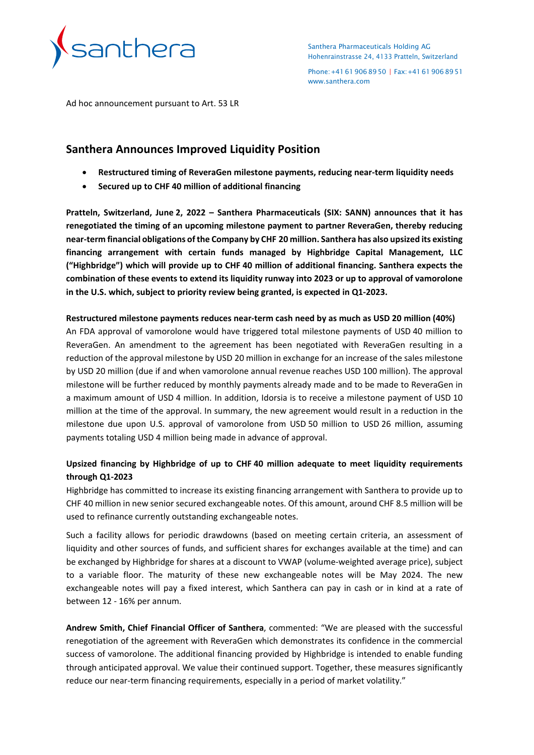Santhera Pharmaceuticals Holding AG
Hohenrainstrasse 24, 4133 Pratteln, Switzerland

Phone: +41 61 906 89 50 | Fax: +41 61 906 89 51
www.santhera.com

Ad hoc announcement pursuant to Art. 53 LR

# Santhera Announces Improved Liquidity Position

- **Restructured timing of ReveraGen milestone payments, reducing near-term liquidity needs**
- **Secured up to CHF 40 million of additional financing**

**Pratteln, Switzerland, June 2, 2022 – Santhera Pharmaceuticals (SIX: SANN) announces that it has renegotiated the timing of an upcoming milestone payment to partner ReveraGen, thereby reducing near-term financial obligations of the Company by CHF 20 million. Santhera has also upsized its existing financing arrangement with certain funds managed by Highbridge Capital Management, LLC ("Highbridge") which will provide up to CHF 40 million of additional financing. Santhera expects the combination of these events to extend its liquidity runway into 2023 or up to approval of vamorolone in the U.S. which, subject to priority review being granted, is expected in Q1-2023.**

**Restructured milestone payments reduces near-term cash need by as much as USD 20 million (40%)**

An FDA approval of vamorolone would have triggered total milestone payments of USD 40 million to ReveraGen. An amendment to the agreement has been negotiated with ReveraGen resulting in a reduction of the approval milestone by USD 20 million in exchange for an increase of the sales milestone by USD 20 million (due if and when vamorolone annual revenue reaches USD 100 million). The approval milestone will be further reduced by monthly payments already made and to be made to ReveraGen in a maximum amount of USD 4 million. In addition, Idorsia is to receive a milestone payment of USD 10 million at the time of the approval. In summary, the new agreement would result in a reduction in the milestone due upon U.S. approval of vamorolone from USD 50 million to USD 26 million, assuming payments totaling USD 4 million being made in advance of approval.

**Upsized financing by Highbridge of up to CHF 40 million adequate to meet liquidity requirements through Q1-2023**

Highbridge has committed to increase its existing financing arrangement with Santhera to provide up to CHF 40 million in new senior secured exchangeable notes. Of this amount, around CHF 8.5 million will be used to refinance currently outstanding exchangeable notes.

Such a facility allows for periodic drawdowns (based on meeting certain criteria, an assessment of liquidity and other sources of funds, and sufficient shares for exchanges available at the time) and can be exchanged by Highbridge for shares at a discount to VWAP (volume-weighted average price), subject to a variable floor. The maturity of these new exchangeable notes will be May 2024. The new exchangeable notes will pay a fixed interest, which Santhera can pay in cash or in kind at a rate of between 12 - 16% per annum.

**Andrew Smith, Chief Financial Officer of Santhera**, commented: "We are pleased with the successful renegotiation of the agreement with ReveraGen which demonstrates its confidence in the commercial success of vamorolone. The additional financing provided by Highbridge is intended to enable funding through anticipated approval. We value their continued support. Together, these measures significantly reduce our near-term financing requirements, especially in a period of market volatility."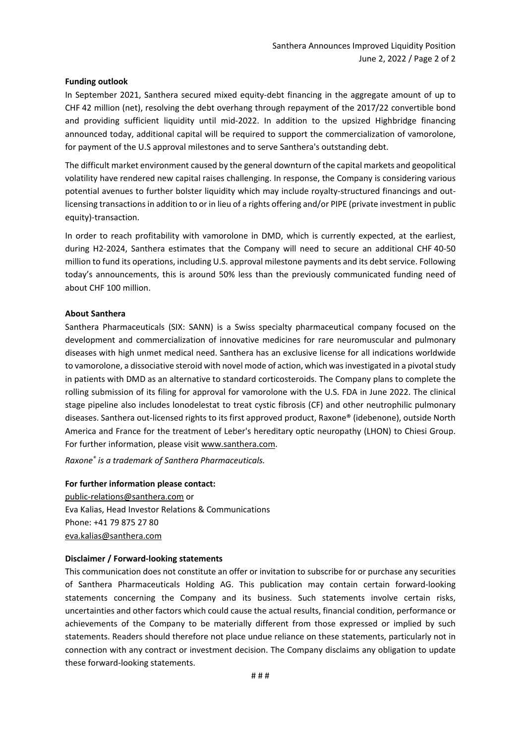**Funding outlook**

In September 2021, Santhera secured mixed equity-debt financing in the aggregate amount of up to CHF 42 million (net), resolving the debt overhang through repayment of the 2017/22 convertible bond and providing sufficient liquidity until mid-2022. In addition to the upsized Highbridge financing announced today, additional capital will be required to support the commercialization of vamorolone, for payment of the U.S approval milestones and to serve Santhera's outstanding debt.

The difficult market environment caused by the general downturn of the capital markets and geopolitical volatility have rendered new capital raises challenging. In response, the Company is considering various potential avenues to further bolster liquidity which may include royalty-structured financings and out-licensing transactions in addition to or in lieu of a rights offering and/or PIPE (private investment in public equity)-transaction.

In order to reach profitability with vamorolone in DMD, which is currently expected, at the earliest, during H2-2024, Santhera estimates that the Company will need to secure an additional CHF 40-50 million to fund its operations, including U.S. approval milestone payments and its debt service. Following today's announcements, this is around 50% less than the previously communicated funding need of about CHF 100 million.

**About Santhera**

Santhera Pharmaceuticals (SIX: SANN) is a Swiss specialty pharmaceutical company focused on the development and commercialization of innovative medicines for rare neuromuscular and pulmonary diseases with high unmet medical need. Santhera has an exclusive license for all indications worldwide to vamorolone, a dissociative steroid with novel mode of action, which was investigated in a pivotal study in patients with DMD as an alternative to standard corticosteroids. The Company plans to complete the rolling submission of its filing for approval for vamorolone with the U.S. FDA in June 2022. The clinical stage pipeline also includes lonodelestat to treat cystic fibrosis (CF) and other neutrophilic pulmonary diseases. Santhera out-licensed rights to its first approved product, Raxone® (idebenone), outside North America and France for the treatment of Leber's hereditary optic neuropathy (LHON) to Chiesi Group. For further information, please visit www.santhera.com.

*Raxone® is a trademark of Santhera Pharmaceuticals.*

**For further information please contact:**

public-relations@santhera.com or
Eva Kalias, Head Investor Relations & Communications
Phone: +41 79 875 27 80
eva.kalias@santhera.com

**Disclaimer / Forward-looking statements**

This communication does not constitute an offer or invitation to subscribe for or purchase any securities of Santhera Pharmaceuticals Holding AG. This publication may contain certain forward-looking statements concerning the Company and its business. Such statements involve certain risks, uncertainties and other factors which could cause the actual results, financial condition, performance or achievements of the Company to be materially different from those expressed or implied by such statements. Readers should therefore not place undue reliance on these statements, particularly not in connection with any contract or investment decision. The Company disclaims any obligation to update these forward-looking statements.

# # #